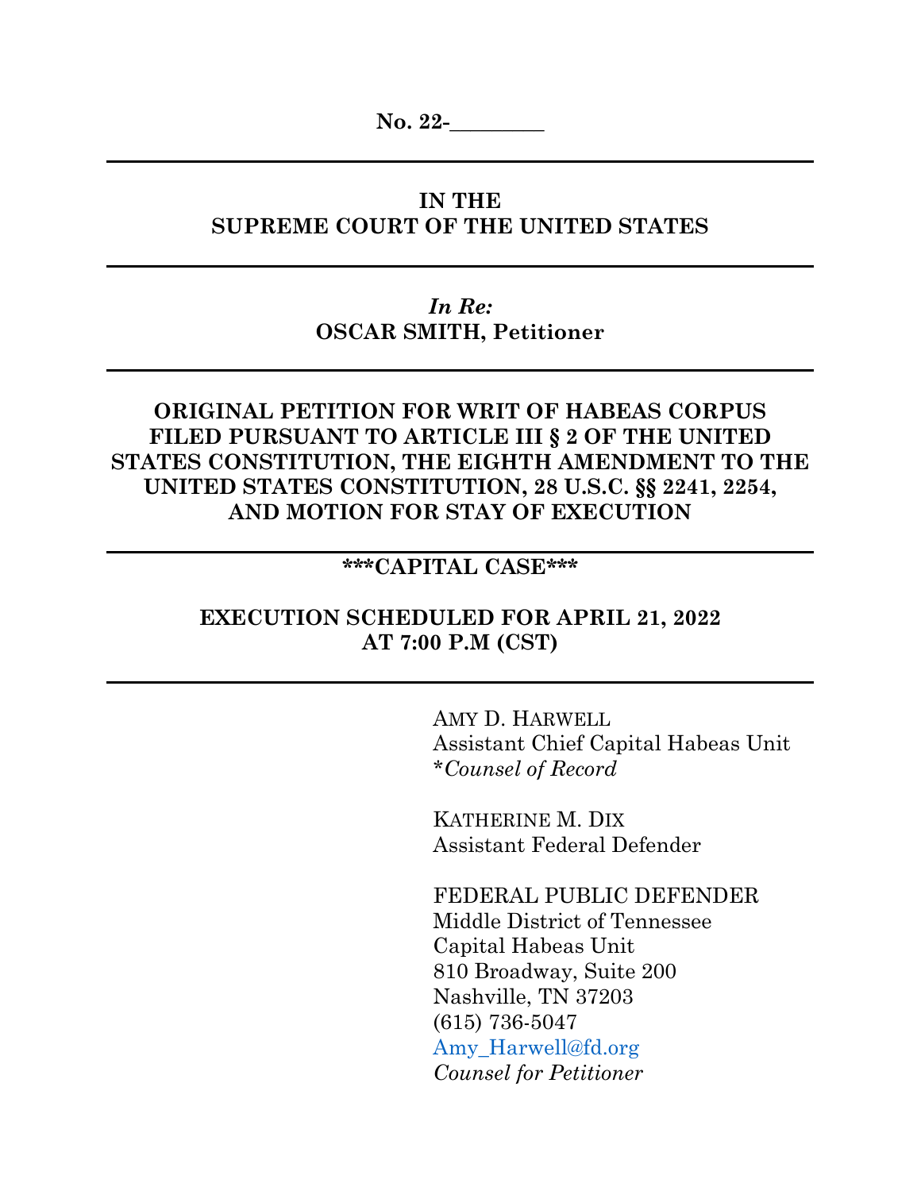**No. 22-\_\_\_\_\_\_\_\_\_**

---

**IN THE**
**SUPREME COURT OF THE UNITED STATES**

---

*In Re:*
**OSCAR SMITH, Petitioner**

---

**ORIGINAL PETITION FOR WRIT OF HABEAS CORPUS FILED PURSUANT TO ARTICLE III § 2 OF THE UNITED STATES CONSTITUTION, THE EIGHTH AMENDMENT TO THE UNITED STATES CONSTITUTION, 28 U.S.C. §§ 2241, 2254, AND MOTION FOR STAY OF EXECUTION**

---

**\*\*\*CAPITAL CASE\*\*\***

**EXECUTION SCHEDULED FOR APRIL 21, 2022**
**AT 7:00 P.M (CST)**

---

AMY D. HARWELL
Assistant Chief Capital Habeas Unit
\**Counsel of Record*

KATHERINE M. DIX
Assistant Federal Defender

FEDERAL PUBLIC DEFENDER
Middle District of Tennessee
Capital Habeas Unit
810 Broadway, Suite 200
Nashville, TN 37203
(615) 736-5047
Amy_Harwell@fd.org
*Counsel for Petitioner*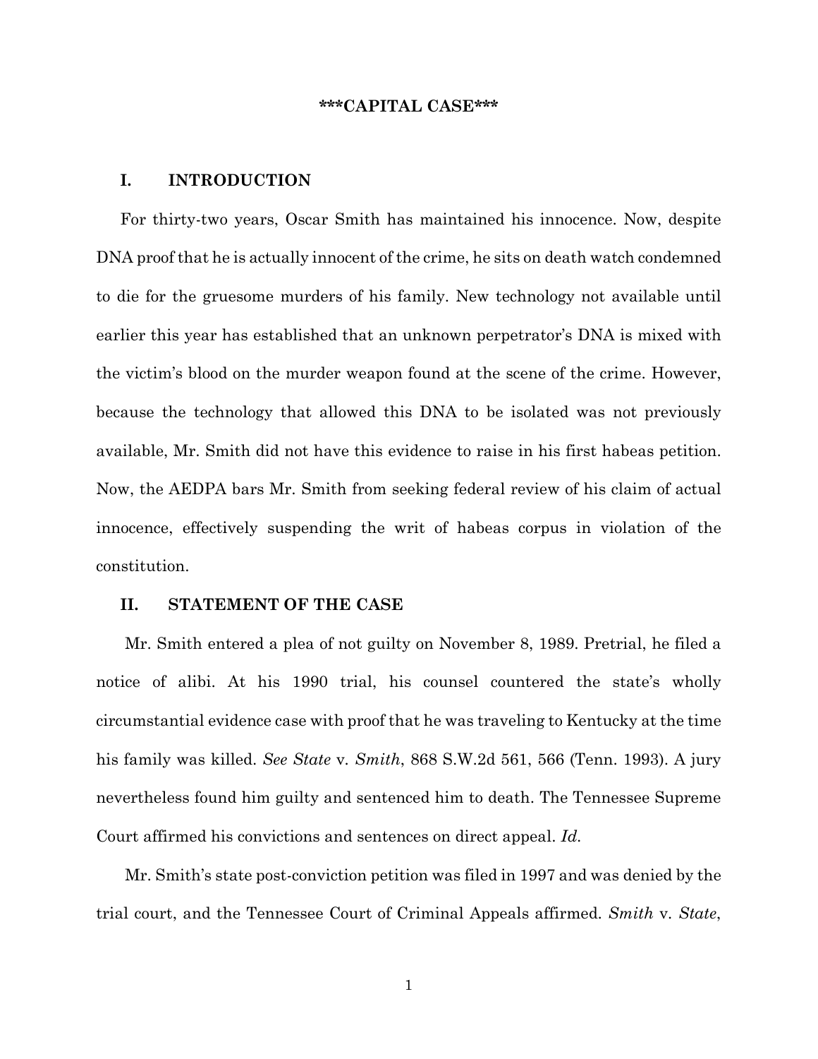**\*\*\*CAPITAL CASE\*\*\***

## I. INTRODUCTION

For thirty-two years, Oscar Smith has maintained his innocence. Now, despite DNA proof that he is actually innocent of the crime, he sits on death watch condemned to die for the gruesome murders of his family. New technology not available until earlier this year has established that an unknown perpetrator's DNA is mixed with the victim's blood on the murder weapon found at the scene of the crime. However, because the technology that allowed this DNA to be isolated was not previously available, Mr. Smith did not have this evidence to raise in his first habeas petition. Now, the AEDPA bars Mr. Smith from seeking federal review of his claim of actual innocence, effectively suspending the writ of habeas corpus in violation of the constitution.

## II. STATEMENT OF THE CASE

Mr. Smith entered a plea of not guilty on November 8, 1989. Pretrial, he filed a notice of alibi. At his 1990 trial, his counsel countered the state's wholly circumstantial evidence case with proof that he was traveling to Kentucky at the time his family was killed. *See State* v. *Smith*, 868 S.W.2d 561, 566 (Tenn. 1993). A jury nevertheless found him guilty and sentenced him to death. The Tennessee Supreme Court affirmed his convictions and sentences on direct appeal. *Id.*

Mr. Smith's state post-conviction petition was filed in 1997 and was denied by the trial court, and the Tennessee Court of Criminal Appeals affirmed. *Smith* v. *State*,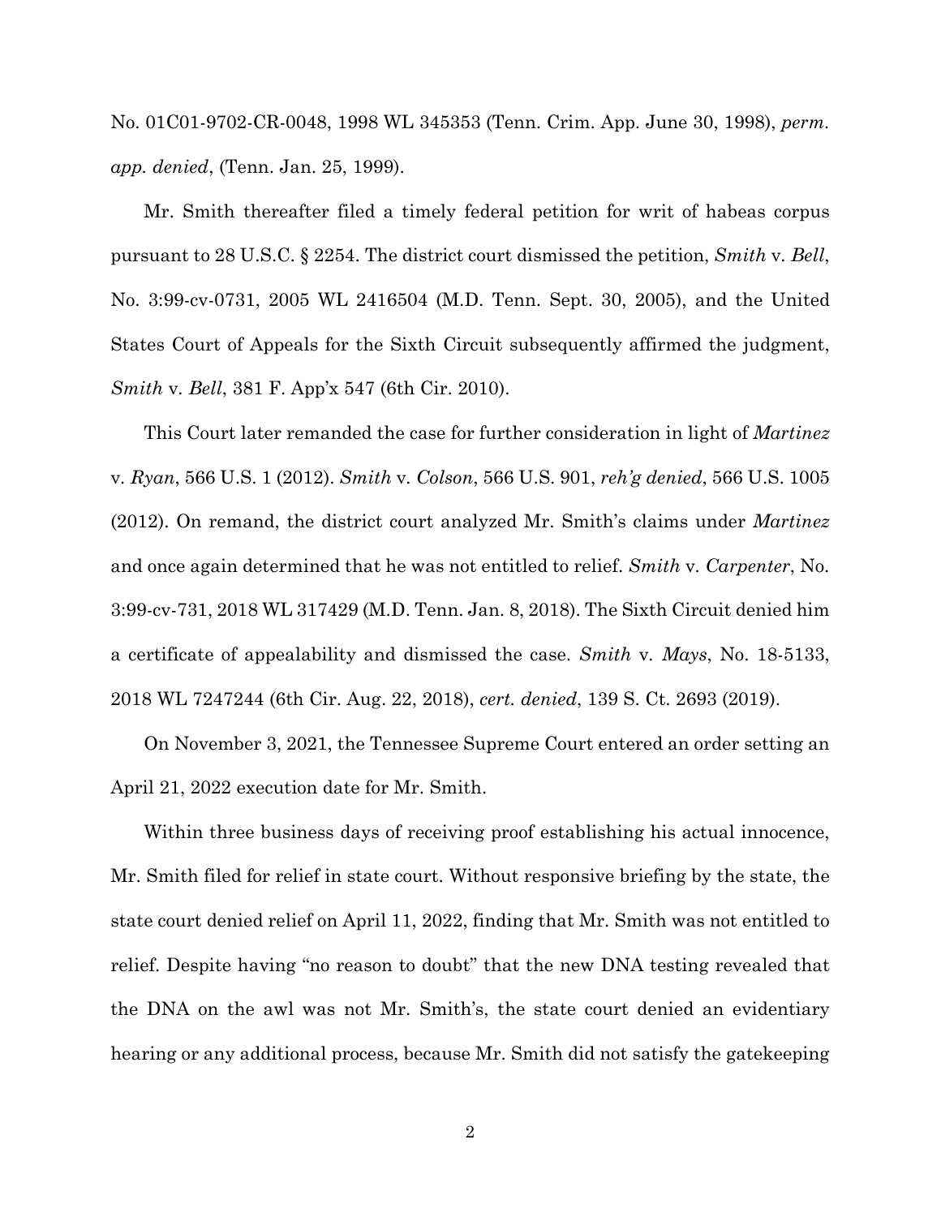No. 01C01-9702-CR-0048, 1998 WL 345353 (Tenn. Crim. App. June 30, 1998), *perm. app. denied*, (Tenn. Jan. 25, 1999).

Mr. Smith thereafter filed a timely federal petition for writ of habeas corpus pursuant to 28 U.S.C. § 2254. The district court dismissed the petition, *Smith* v. *Bell*, No. 3:99-cv-0731, 2005 WL 2416504 (M.D. Tenn. Sept. 30, 2005), and the United States Court of Appeals for the Sixth Circuit subsequently affirmed the judgment, *Smith* v. *Bell*, 381 F. App'x 547 (6th Cir. 2010).

This Court later remanded the case for further consideration in light of *Martinez* v. *Ryan*, 566 U.S. 1 (2012). *Smith* v. *Colson*, 566 U.S. 901, *reh'g denied*, 566 U.S. 1005 (2012). On remand, the district court analyzed Mr. Smith's claims under *Martinez* and once again determined that he was not entitled to relief. *Smith* v. *Carpenter*, No. 3:99-cv-731, 2018 WL 317429 (M.D. Tenn. Jan. 8, 2018). The Sixth Circuit denied him a certificate of appealability and dismissed the case. *Smith* v. *Mays*, No. 18-5133, 2018 WL 7247244 (6th Cir. Aug. 22, 2018), *cert. denied*, 139 S. Ct. 2693 (2019).

On November 3, 2021, the Tennessee Supreme Court entered an order setting an April 21, 2022 execution date for Mr. Smith.

Within three business days of receiving proof establishing his actual innocence, Mr. Smith filed for relief in state court. Without responsive briefing by the state, the state court denied relief on April 11, 2022, finding that Mr. Smith was not entitled to relief. Despite having "no reason to doubt" that the new DNA testing revealed that the DNA on the awl was not Mr. Smith's, the state court denied an evidentiary hearing or any additional process, because Mr. Smith did not satisfy the gatekeeping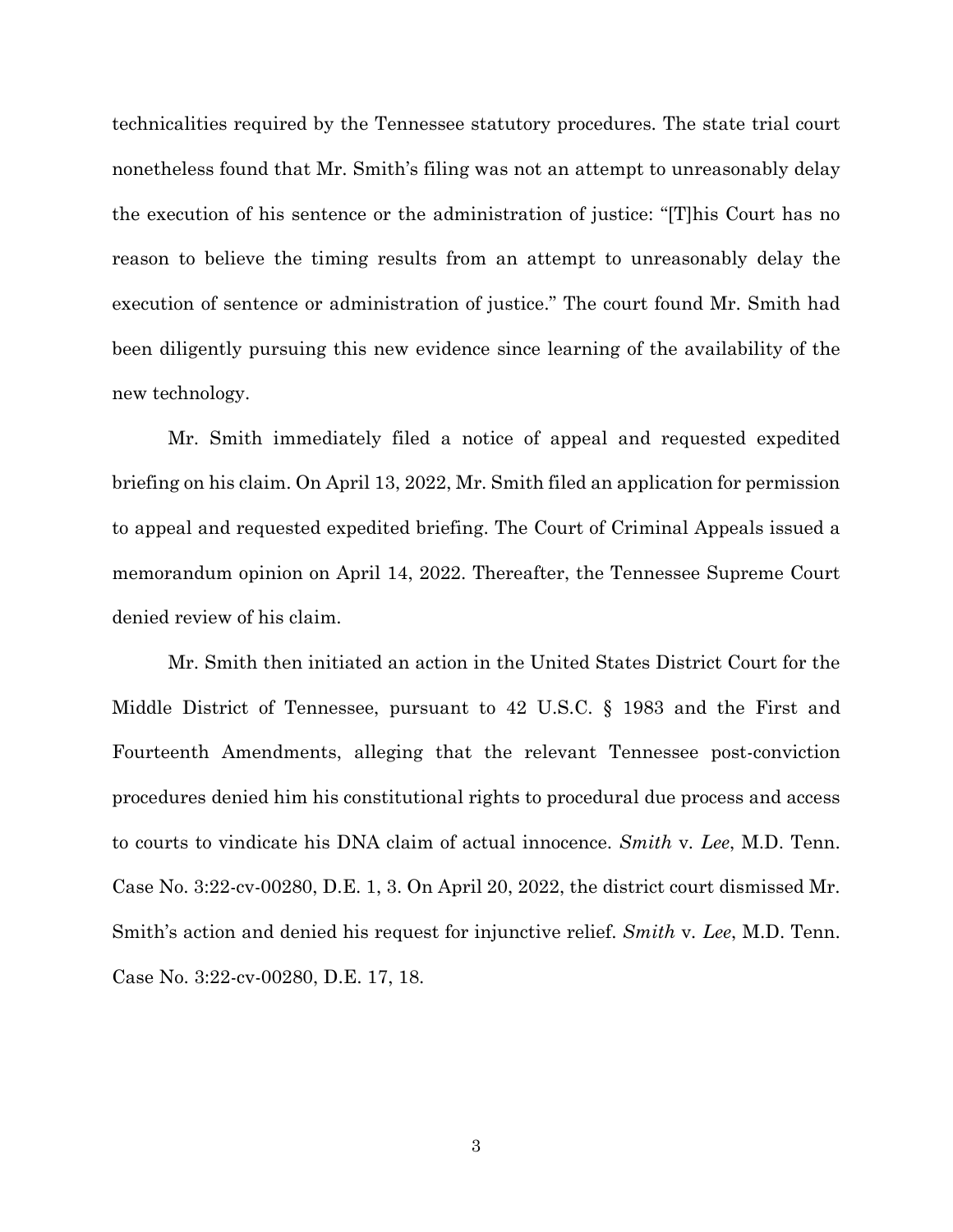technicalities required by the Tennessee statutory procedures. The state trial court nonetheless found that Mr. Smith's filing was not an attempt to unreasonably delay the execution of his sentence or the administration of justice: "[T]his Court has no reason to believe the timing results from an attempt to unreasonably delay the execution of sentence or administration of justice." The court found Mr. Smith had been diligently pursuing this new evidence since learning of the availability of the new technology.

Mr. Smith immediately filed a notice of appeal and requested expedited briefing on his claim. On April 13, 2022, Mr. Smith filed an application for permission to appeal and requested expedited briefing. The Court of Criminal Appeals issued a memorandum opinion on April 14, 2022. Thereafter, the Tennessee Supreme Court denied review of his claim.

Mr. Smith then initiated an action in the United States District Court for the Middle District of Tennessee, pursuant to 42 U.S.C. § 1983 and the First and Fourteenth Amendments, alleging that the relevant Tennessee post-conviction procedures denied him his constitutional rights to procedural due process and access to courts to vindicate his DNA claim of actual innocence. *Smith* v. *Lee*, M.D. Tenn. Case No. 3:22-cv-00280, D.E. 1, 3. On April 20, 2022, the district court dismissed Mr. Smith's action and denied his request for injunctive relief. *Smith* v. *Lee*, M.D. Tenn. Case No. 3:22-cv-00280, D.E. 17, 18.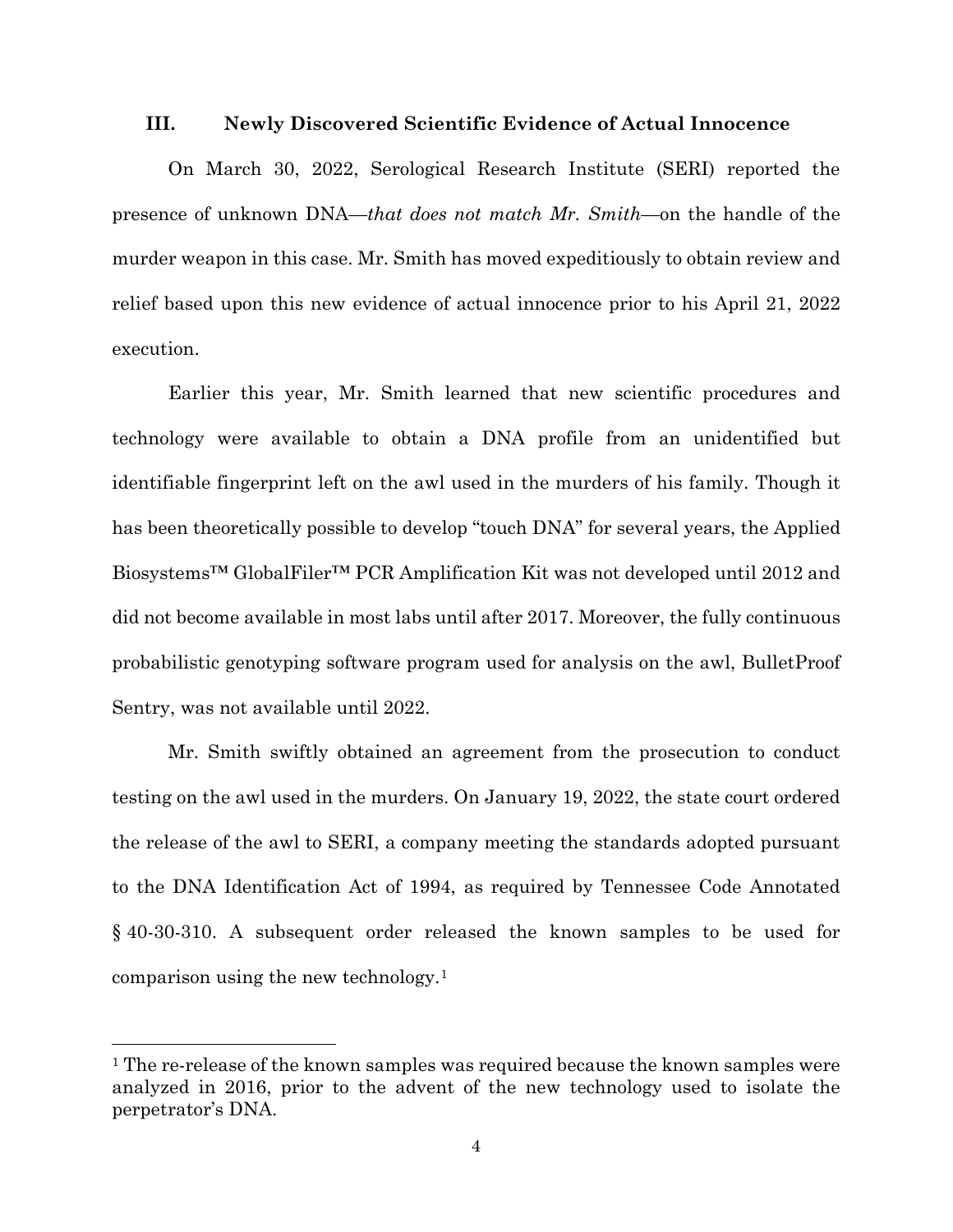### III. Newly Discovered Scientific Evidence of Actual Innocence

On March 30, 2022, Serological Research Institute (SERI) reported the presence of unknown DNA—*that does not match Mr. Smith*—on the handle of the murder weapon in this case. Mr. Smith has moved expeditiously to obtain review and relief based upon this new evidence of actual innocence prior to his April 21, 2022 execution.

Earlier this year, Mr. Smith learned that new scientific procedures and technology were available to obtain a DNA profile from an unidentified but identifiable fingerprint left on the awl used in the murders of his family. Though it has been theoretically possible to develop "touch DNA" for several years, the Applied Biosystems™ GlobalFiler™ PCR Amplification Kit was not developed until 2012 and did not become available in most labs until after 2017. Moreover, the fully continuous probabilistic genotyping software program used for analysis on the awl, BulletProof Sentry, was not available until 2022.

Mr. Smith swiftly obtained an agreement from the prosecution to conduct testing on the awl used in the murders. On January 19, 2022, the state court ordered the release of the awl to SERI, a company meeting the standards adopted pursuant to the DNA Identification Act of 1994, as required by Tennessee Code Annotated § 40-30-310. A subsequent order released the known samples to be used for comparison using the new technology.[1]

[1] The re-release of the known samples was required because the known samples were analyzed in 2016, prior to the advent of the new technology used to isolate the perpetrator's DNA.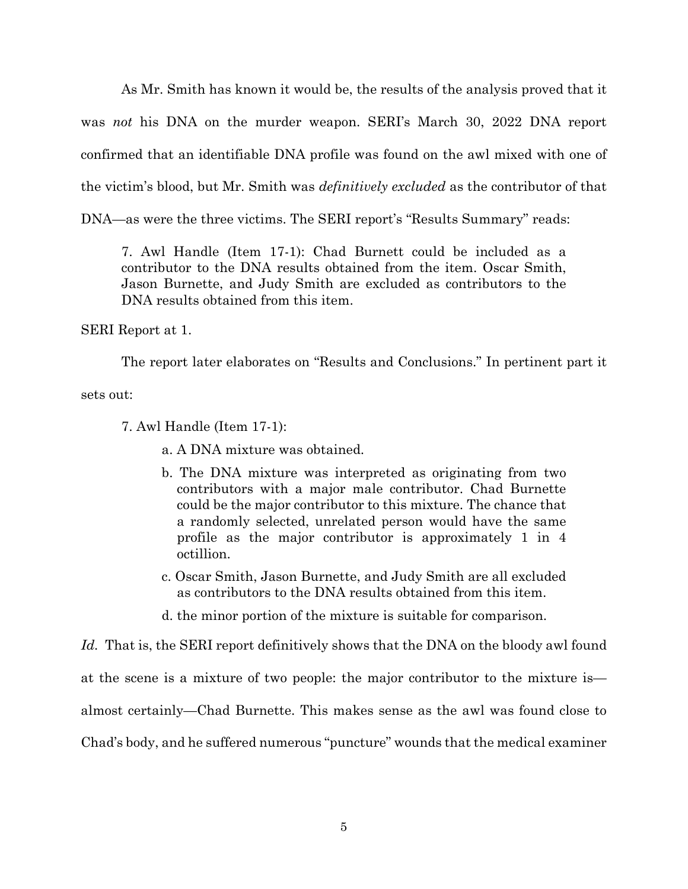As Mr. Smith has known it would be, the results of the analysis proved that it was *not* his DNA on the murder weapon. SERI's March 30, 2022 DNA report confirmed that an identifiable DNA profile was found on the awl mixed with one of the victim's blood, but Mr. Smith was *definitively excluded* as the contributor of that DNA—as were the three victims. The SERI report's "Results Summary" reads:

> 7. Awl Handle (Item 17-1): Chad Burnett could be included as a contributor to the DNA results obtained from the item. Oscar Smith, Jason Burnette, and Judy Smith are excluded as contributors to the DNA results obtained from this item.

SERI Report at 1.

The report later elaborates on "Results and Conclusions." In pertinent part it sets out:

> 7. Awl Handle (Item 17-1):
>
> a. A DNA mixture was obtained.
>
> b. The DNA mixture was interpreted as originating from two contributors with a major male contributor. Chad Burnette could be the major contributor to this mixture. The chance that a randomly selected, unrelated person would have the same profile as the major contributor is approximately 1 in 4 octillion.
>
> c. Oscar Smith, Jason Burnette, and Judy Smith are all excluded as contributors to the DNA results obtained from this item.
>
> d. the minor portion of the mixture is suitable for comparison.

*Id.* That is, the SERI report definitively shows that the DNA on the bloody awl found at the scene is a mixture of two people: the major contributor to the mixture is—almost certainly—Chad Burnette. This makes sense as the awl was found close to Chad's body, and he suffered numerous "puncture" wounds that the medical examiner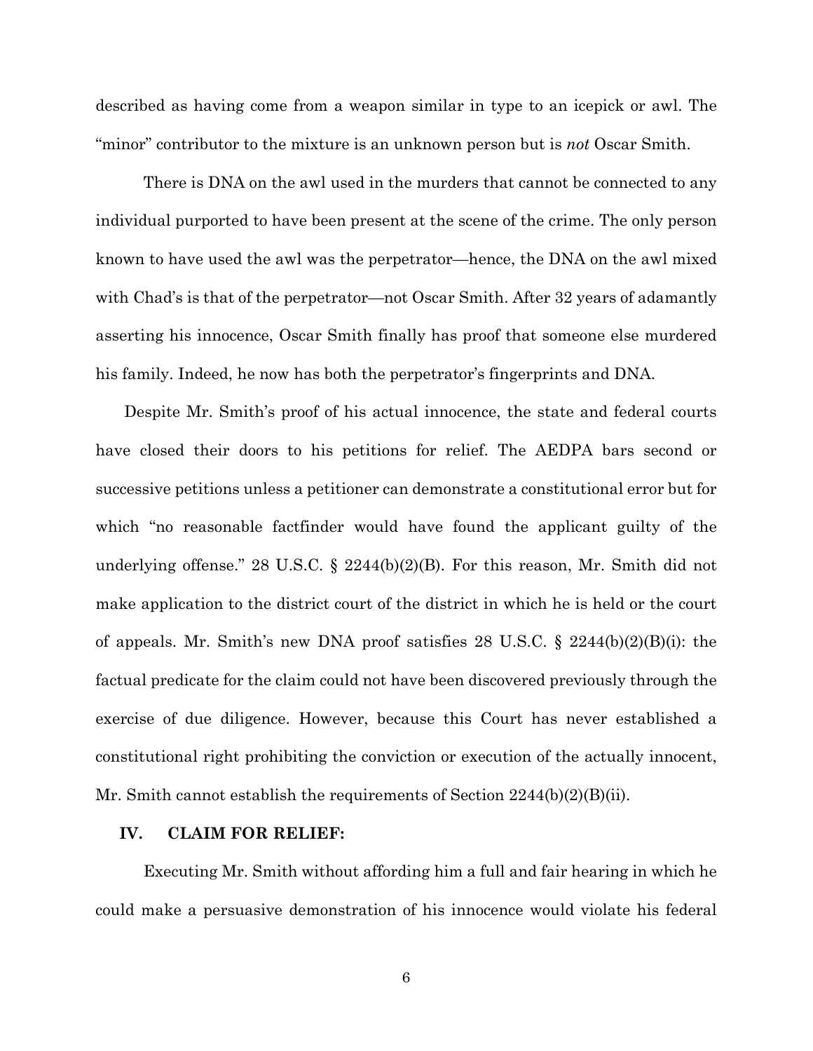described as having come from a weapon similar in type to an icepick or awl. The "minor" contributor to the mixture is an unknown person but is *not* Oscar Smith.

There is DNA on the awl used in the murders that cannot be connected to any individual purported to have been present at the scene of the crime. The only person known to have used the awl was the perpetrator—hence, the DNA on the awl mixed with Chad's is that of the perpetrator—not Oscar Smith. After 32 years of adamantly asserting his innocence, Oscar Smith finally has proof that someone else murdered his family. Indeed, he now has both the perpetrator's fingerprints and DNA.

Despite Mr. Smith's proof of his actual innocence, the state and federal courts have closed their doors to his petitions for relief. The AEDPA bars second or successive petitions unless a petitioner can demonstrate a constitutional error but for which "no reasonable factfinder would have found the applicant guilty of the underlying offense." 28 U.S.C. § 2244(b)(2)(B). For this reason, Mr. Smith did not make application to the district court of the district in which he is held or the court of appeals. Mr. Smith's new DNA proof satisfies 28 U.S.C. § 2244(b)(2)(B)(i): the factual predicate for the claim could not have been discovered previously through the exercise of due diligence. However, because this Court has never established a constitutional right prohibiting the conviction or execution of the actually innocent, Mr. Smith cannot establish the requirements of Section 2244(b)(2)(B)(ii).

## IV. CLAIM FOR RELIEF:

Executing Mr. Smith without affording him a full and fair hearing in which he could make a persuasive demonstration of his innocence would violate his federal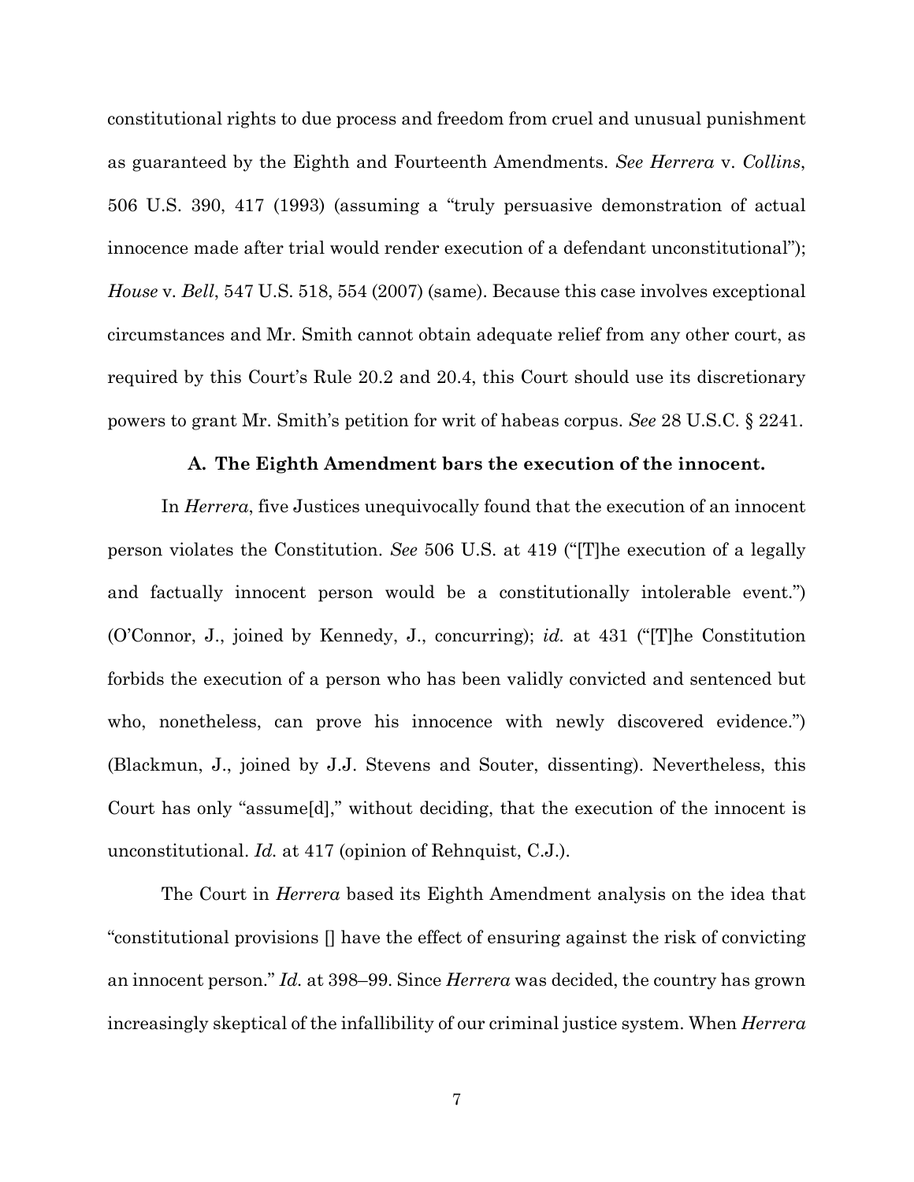constitutional rights to due process and freedom from cruel and unusual punishment as guaranteed by the Eighth and Fourteenth Amendments. *See Herrera* v. *Collins*, 506 U.S. 390, 417 (1993) (assuming a "truly persuasive demonstration of actual innocence made after trial would render execution of a defendant unconstitutional"); *House* v. *Bell*, 547 U.S. 518, 554 (2007) (same). Because this case involves exceptional circumstances and Mr. Smith cannot obtain adequate relief from any other court, as required by this Court's Rule 20.2 and 20.4, this Court should use its discretionary powers to grant Mr. Smith's petition for writ of habeas corpus. *See* 28 U.S.C. § 2241.

**A. The Eighth Amendment bars the execution of the innocent.**

In *Herrera*, five Justices unequivocally found that the execution of an innocent person violates the Constitution. *See* 506 U.S. at 419 ("[T]he execution of a legally and factually innocent person would be a constitutionally intolerable event.") (O'Connor, J., joined by Kennedy, J., concurring); *id.* at 431 ("[T]he Constitution forbids the execution of a person who has been validly convicted and sentenced but who, nonetheless, can prove his innocence with newly discovered evidence.") (Blackmun, J., joined by J.J. Stevens and Souter, dissenting). Nevertheless, this Court has only "assume[d]," without deciding, that the execution of the innocent is unconstitutional. *Id.* at 417 (opinion of Rehnquist, C.J.).

The Court in *Herrera* based its Eighth Amendment analysis on the idea that "constitutional provisions [] have the effect of ensuring against the risk of convicting an innocent person." *Id.* at 398–99. Since *Herrera* was decided, the country has grown increasingly skeptical of the infallibility of our criminal justice system. When *Herrera*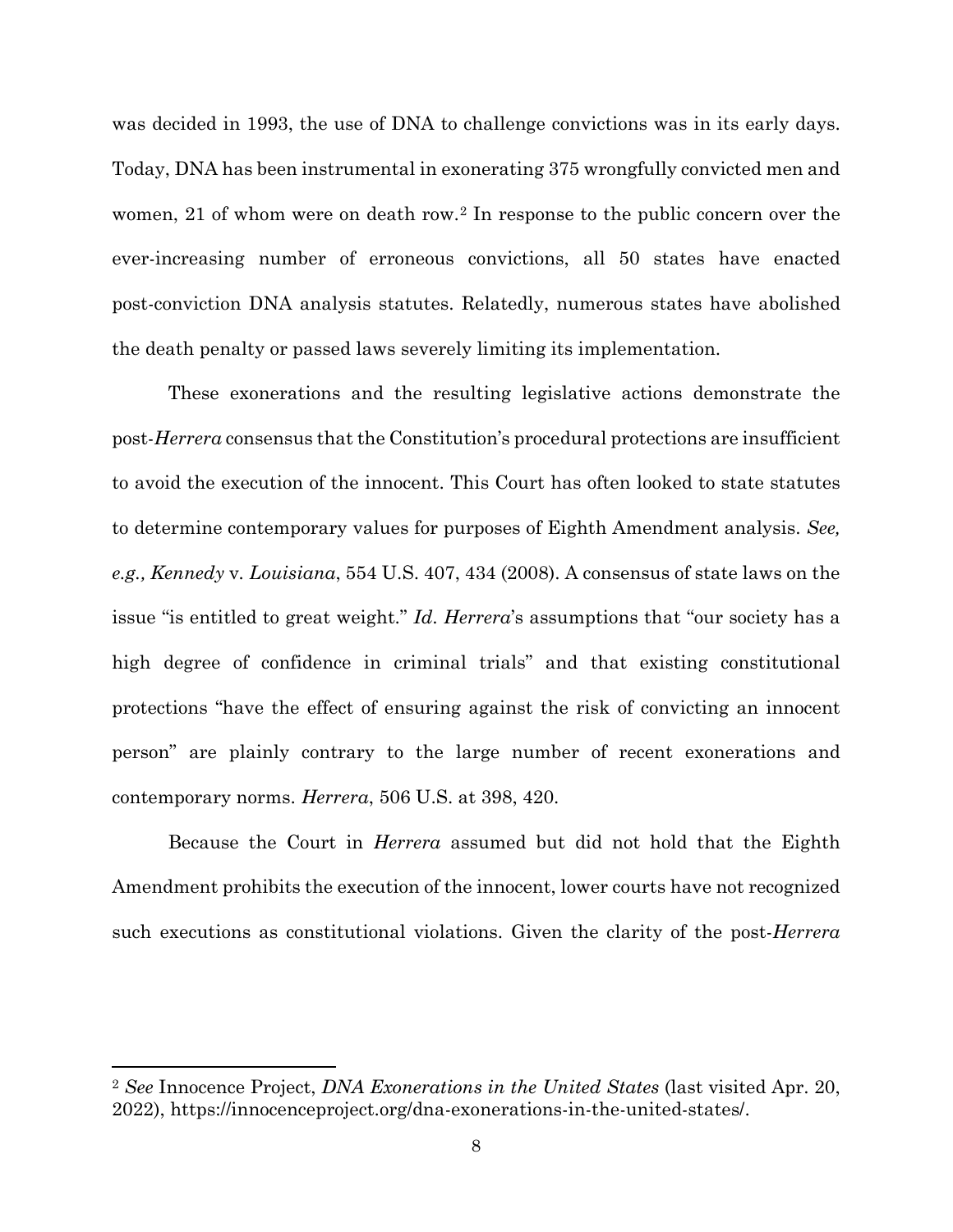was decided in 1993, the use of DNA to challenge convictions was in its early days. Today, DNA has been instrumental in exonerating 375 wrongfully convicted men and women, 21 of whom were on death row.[2] In response to the public concern over the ever-increasing number of erroneous convictions, all 50 states have enacted post-conviction DNA analysis statutes. Relatedly, numerous states have abolished the death penalty or passed laws severely limiting its implementation.

These exonerations and the resulting legislative actions demonstrate the post-*Herrera* consensus that the Constitution's procedural protections are insufficient to avoid the execution of the innocent. This Court has often looked to state statutes to determine contemporary values for purposes of Eighth Amendment analysis. *See, e.g., Kennedy* v. *Louisiana*, 554 U.S. 407, 434 (2008). A consensus of state laws on the issue "is entitled to great weight." *Id*. *Herrera*'s assumptions that "our society has a high degree of confidence in criminal trials" and that existing constitutional protections "have the effect of ensuring against the risk of convicting an innocent person" are plainly contrary to the large number of recent exonerations and contemporary norms. *Herrera*, 506 U.S. at 398, 420.

Because the Court in *Herrera* assumed but did not hold that the Eighth Amendment prohibits the execution of the innocent, lower courts have not recognized such executions as constitutional violations. Given the clarity of the post-*Herrera*

---

[2] *See* Innocence Project, *DNA Exonerations in the United States* (last visited Apr. 20, 2022), https://innocenceproject.org/dna-exonerations-in-the-united-states/.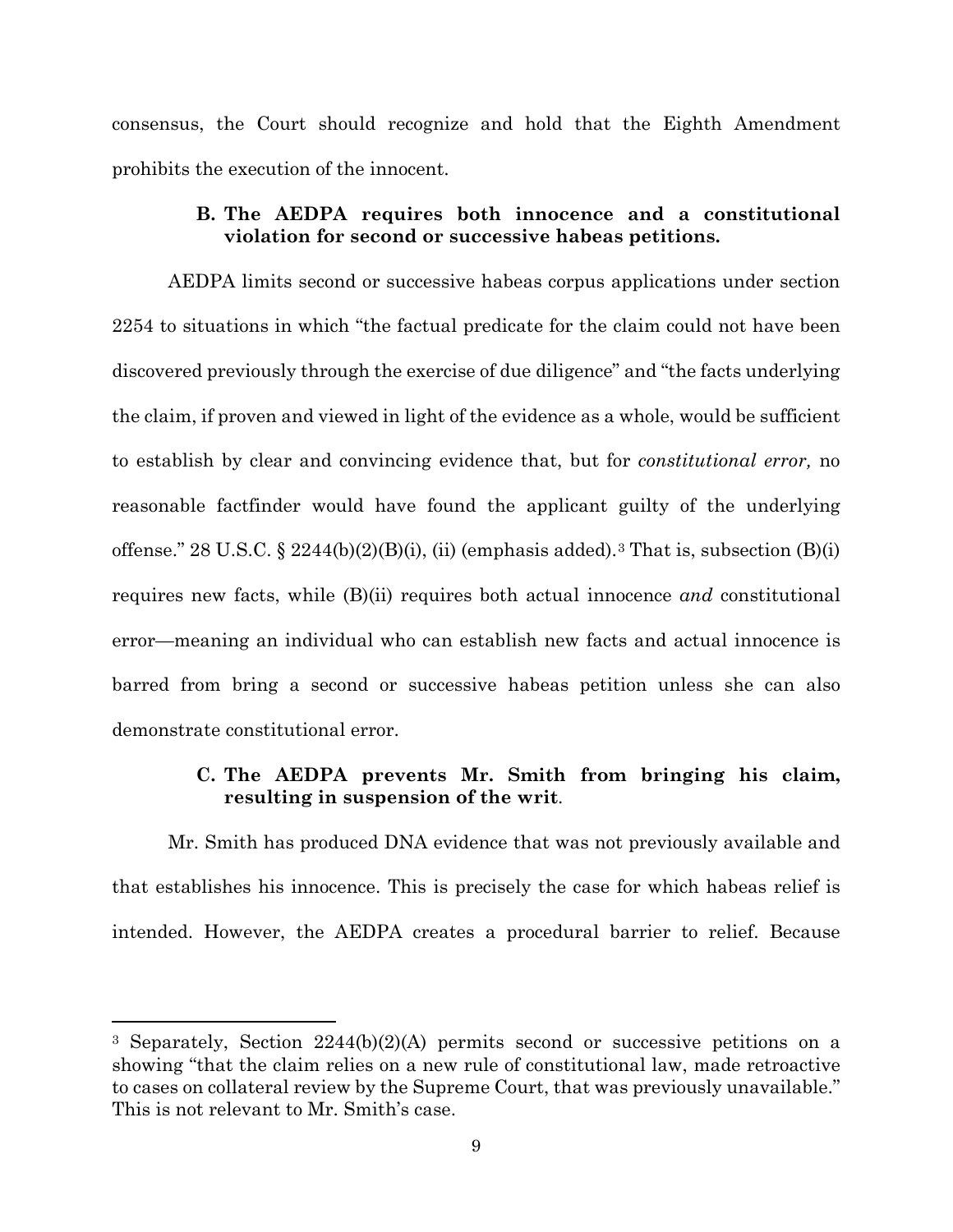consensus, the Court should recognize and hold that the Eighth Amendment prohibits the execution of the innocent.

### B. The AEDPA requires both innocence and a constitutional violation for second or successive habeas petitions.

AEDPA limits second or successive habeas corpus applications under section 2254 to situations in which "the factual predicate for the claim could not have been discovered previously through the exercise of due diligence" and "the facts underlying the claim, if proven and viewed in light of the evidence as a whole, would be sufficient to establish by clear and convincing evidence that, but for *constitutional error,* no reasonable factfinder would have found the applicant guilty of the underlying offense." 28 U.S.C. § 2244(b)(2)(B)(i), (ii) (emphasis added).[3] That is, subsection (B)(i) requires new facts, while (B)(ii) requires both actual innocence *and* constitutional error—meaning an individual who can establish new facts and actual innocence is barred from bring a second or successive habeas petition unless she can also demonstrate constitutional error.

### C. The AEDPA prevents Mr. Smith from bringing his claim, resulting in suspension of the writ.

Mr. Smith has produced DNA evidence that was not previously available and that establishes his innocence. This is precisely the case for which habeas relief is intended. However, the AEDPA creates a procedural barrier to relief. Because

---

[3] Separately, Section 2244(b)(2)(A) permits second or successive petitions on a showing "that the claim relies on a new rule of constitutional law, made retroactive to cases on collateral review by the Supreme Court, that was previously unavailable." This is not relevant to Mr. Smith's case.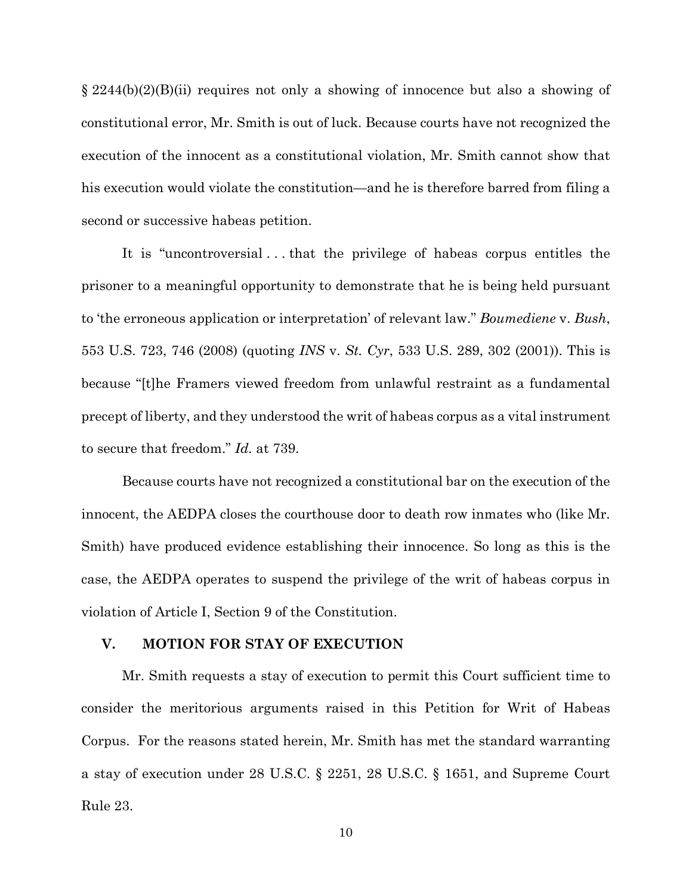§ 2244(b)(2)(B)(ii) requires not only a showing of innocence but also a showing of constitutional error, Mr. Smith is out of luck. Because courts have not recognized the execution of the innocent as a constitutional violation, Mr. Smith cannot show that his execution would violate the constitution—and he is therefore barred from filing a second or successive habeas petition.

It is "uncontroversial . . . that the privilege of habeas corpus entitles the prisoner to a meaningful opportunity to demonstrate that he is being held pursuant to 'the erroneous application or interpretation' of relevant law." *Boumediene* v. *Bush*, 553 U.S. 723, 746 (2008) (quoting *INS* v. *St. Cyr*, 533 U.S. 289, 302 (2001)). This is because "[t]he Framers viewed freedom from unlawful restraint as a fundamental precept of liberty, and they understood the writ of habeas corpus as a vital instrument to secure that freedom." *Id.* at 739.

Because courts have not recognized a constitutional bar on the execution of the innocent, the AEDPA closes the courthouse door to death row inmates who (like Mr. Smith) have produced evidence establishing their innocence. So long as this is the case, the AEDPA operates to suspend the privilege of the writ of habeas corpus in violation of Article I, Section 9 of the Constitution.

## V. MOTION FOR STAY OF EXECUTION

Mr. Smith requests a stay of execution to permit this Court sufficient time to consider the meritorious arguments raised in this Petition for Writ of Habeas Corpus. For the reasons stated herein, Mr. Smith has met the standard warranting a stay of execution under 28 U.S.C. § 2251, 28 U.S.C. § 1651, and Supreme Court Rule 23.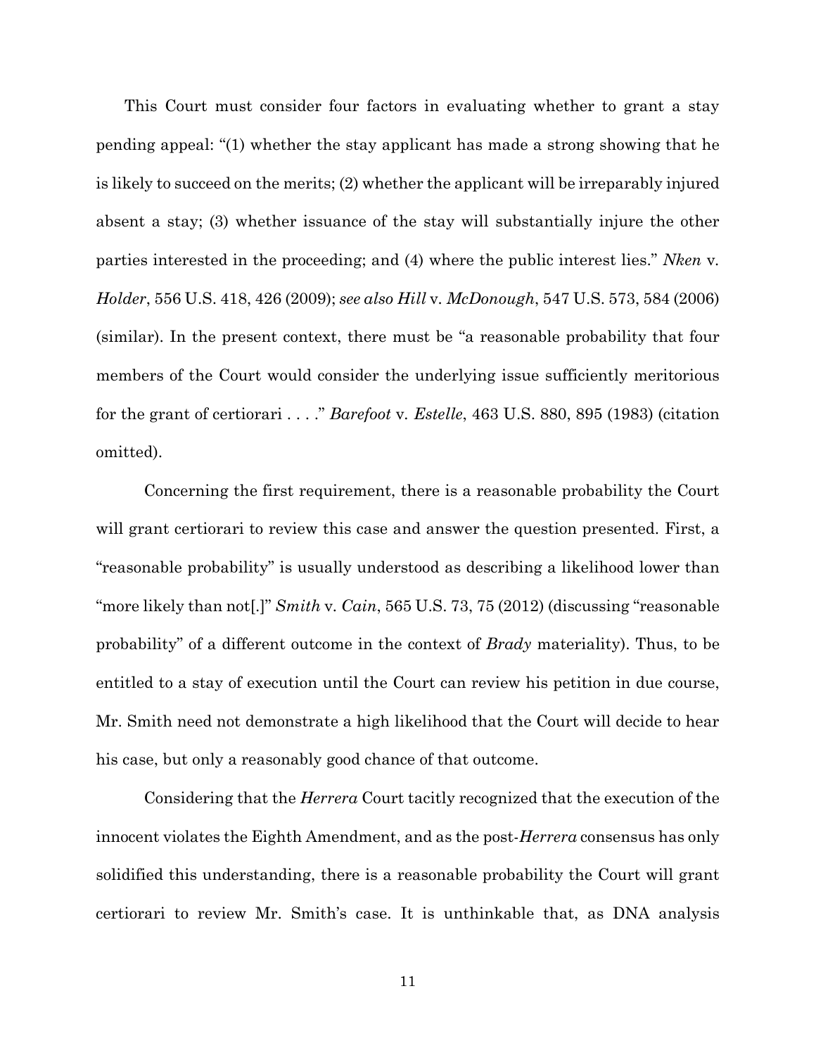This Court must consider four factors in evaluating whether to grant a stay pending appeal: "(1) whether the stay applicant has made a strong showing that he is likely to succeed on the merits; (2) whether the applicant will be irreparably injured absent a stay; (3) whether issuance of the stay will substantially injure the other parties interested in the proceeding; and (4) where the public interest lies." *Nken* v. *Holder*, 556 U.S. 418, 426 (2009); *see also Hill* v. *McDonough*, 547 U.S. 573, 584 (2006) (similar). In the present context, there must be "a reasonable probability that four members of the Court would consider the underlying issue sufficiently meritorious for the grant of certiorari . . . ." *Barefoot* v. *Estelle*, 463 U.S. 880, 895 (1983) (citation omitted).

Concerning the first requirement, there is a reasonable probability the Court will grant certiorari to review this case and answer the question presented. First, a "reasonable probability" is usually understood as describing a likelihood lower than "more likely than not[.]" *Smith* v. *Cain*, 565 U.S. 73, 75 (2012) (discussing "reasonable probability" of a different outcome in the context of *Brady* materiality). Thus, to be entitled to a stay of execution until the Court can review his petition in due course, Mr. Smith need not demonstrate a high likelihood that the Court will decide to hear his case, but only a reasonably good chance of that outcome.

Considering that the *Herrera* Court tacitly recognized that the execution of the innocent violates the Eighth Amendment, and as the post-*Herrera* consensus has only solidified this understanding, there is a reasonable probability the Court will grant certiorari to review Mr. Smith's case. It is unthinkable that, as DNA analysis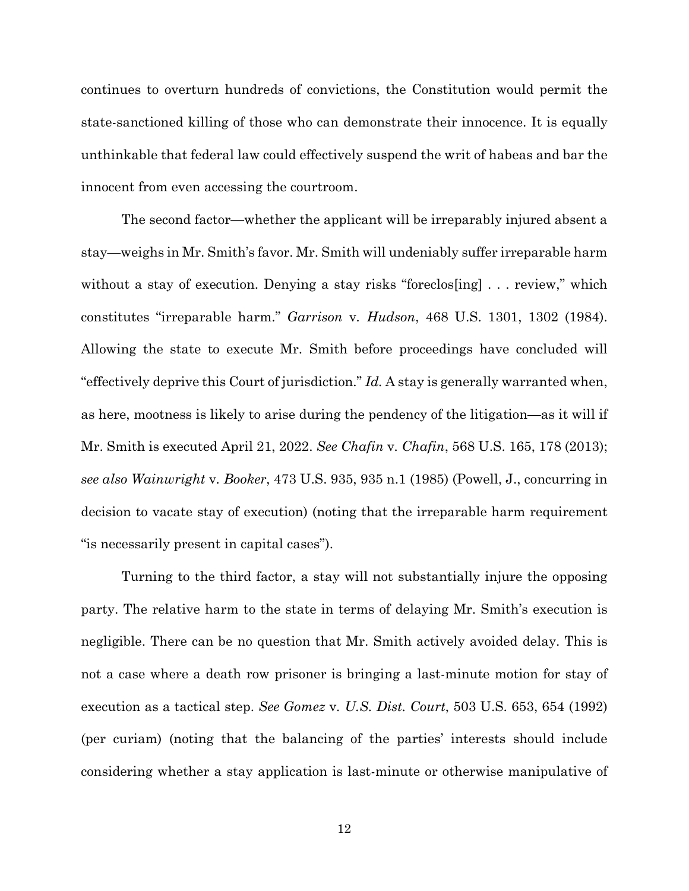continues to overturn hundreds of convictions, the Constitution would permit the state-sanctioned killing of those who can demonstrate their innocence. It is equally unthinkable that federal law could effectively suspend the writ of habeas and bar the innocent from even accessing the courtroom.

The second factor—whether the applicant will be irreparably injured absent a stay—weighs in Mr. Smith's favor. Mr. Smith will undeniably suffer irreparable harm without a stay of execution. Denying a stay risks "foreclos[ing] . . . review," which constitutes "irreparable harm." *Garrison* v. *Hudson*, 468 U.S. 1301, 1302 (1984). Allowing the state to execute Mr. Smith before proceedings have concluded will "effectively deprive this Court of jurisdiction." *Id.* A stay is generally warranted when, as here, mootness is likely to arise during the pendency of the litigation—as it will if Mr. Smith is executed April 21, 2022. *See Chafin* v. *Chafin*, 568 U.S. 165, 178 (2013); *see also Wainwright* v. *Booker*, 473 U.S. 935, 935 n.1 (1985) (Powell, J., concurring in decision to vacate stay of execution) (noting that the irreparable harm requirement "is necessarily present in capital cases").

Turning to the third factor, a stay will not substantially injure the opposing party. The relative harm to the state in terms of delaying Mr. Smith's execution is negligible. There can be no question that Mr. Smith actively avoided delay. This is not a case where a death row prisoner is bringing a last-minute motion for stay of execution as a tactical step. *See Gomez* v. *U.S. Dist. Court*, 503 U.S. 653, 654 (1992) (per curiam) (noting that the balancing of the parties' interests should include considering whether a stay application is last-minute or otherwise manipulative of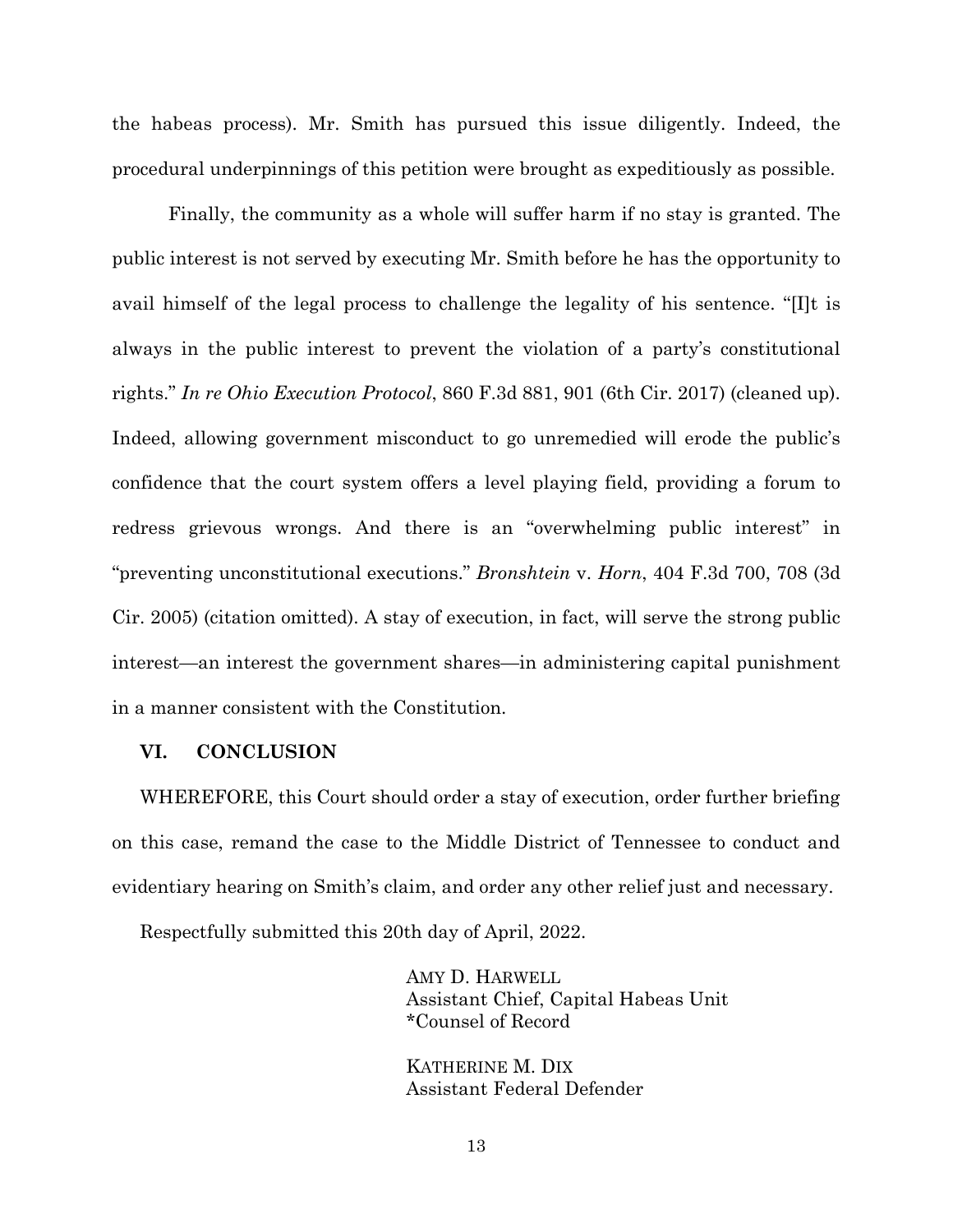the habeas process). Mr. Smith has pursued this issue diligently. Indeed, the procedural underpinnings of this petition were brought as expeditiously as possible.

Finally, the community as a whole will suffer harm if no stay is granted. The public interest is not served by executing Mr. Smith before he has the opportunity to avail himself of the legal process to challenge the legality of his sentence. "[I]t is always in the public interest to prevent the violation of a party's constitutional rights." *In re Ohio Execution Protocol*, 860 F.3d 881, 901 (6th Cir. 2017) (cleaned up). Indeed, allowing government misconduct to go unremedied will erode the public's confidence that the court system offers a level playing field, providing a forum to redress grievous wrongs. And there is an "overwhelming public interest" in "preventing unconstitutional executions." *Bronshtein* v. *Horn*, 404 F.3d 700, 708 (3d Cir. 2005) (citation omitted). A stay of execution, in fact, will serve the strong public interest—an interest the government shares—in administering capital punishment in a manner consistent with the Constitution.

## VI. CONCLUSION

WHEREFORE, this Court should order a stay of execution, order further briefing on this case, remand the case to the Middle District of Tennessee to conduct and evidentiary hearing on Smith's claim, and order any other relief just and necessary.

Respectfully submitted this 20th day of April, 2022.

AMY D. HARWELL
Assistant Chief, Capital Habeas Unit
*Counsel of Record

KATHERINE M. DIX
Assistant Federal Defender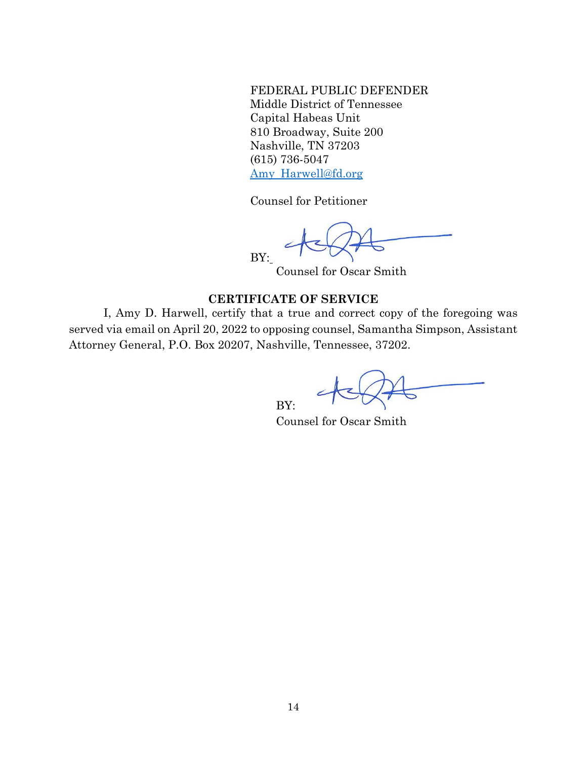FEDERAL PUBLIC DEFENDER
Middle District of Tennessee
Capital Habeas Unit
810 Broadway, Suite 200
Nashville, TN 37203
(615) 736-5047
Amy_Harwell@fd.org

Counsel for Petitioner

BY:
Counsel for Oscar Smith

**CERTIFICATE OF SERVICE**

I, Amy D. Harwell, certify that a true and correct copy of the foregoing was served via email on April 20, 2022 to opposing counsel, Samantha Simpson, Assistant Attorney General, P.O. Box 20207, Nashville, Tennessee, 37202.

BY:
Counsel for Oscar Smith